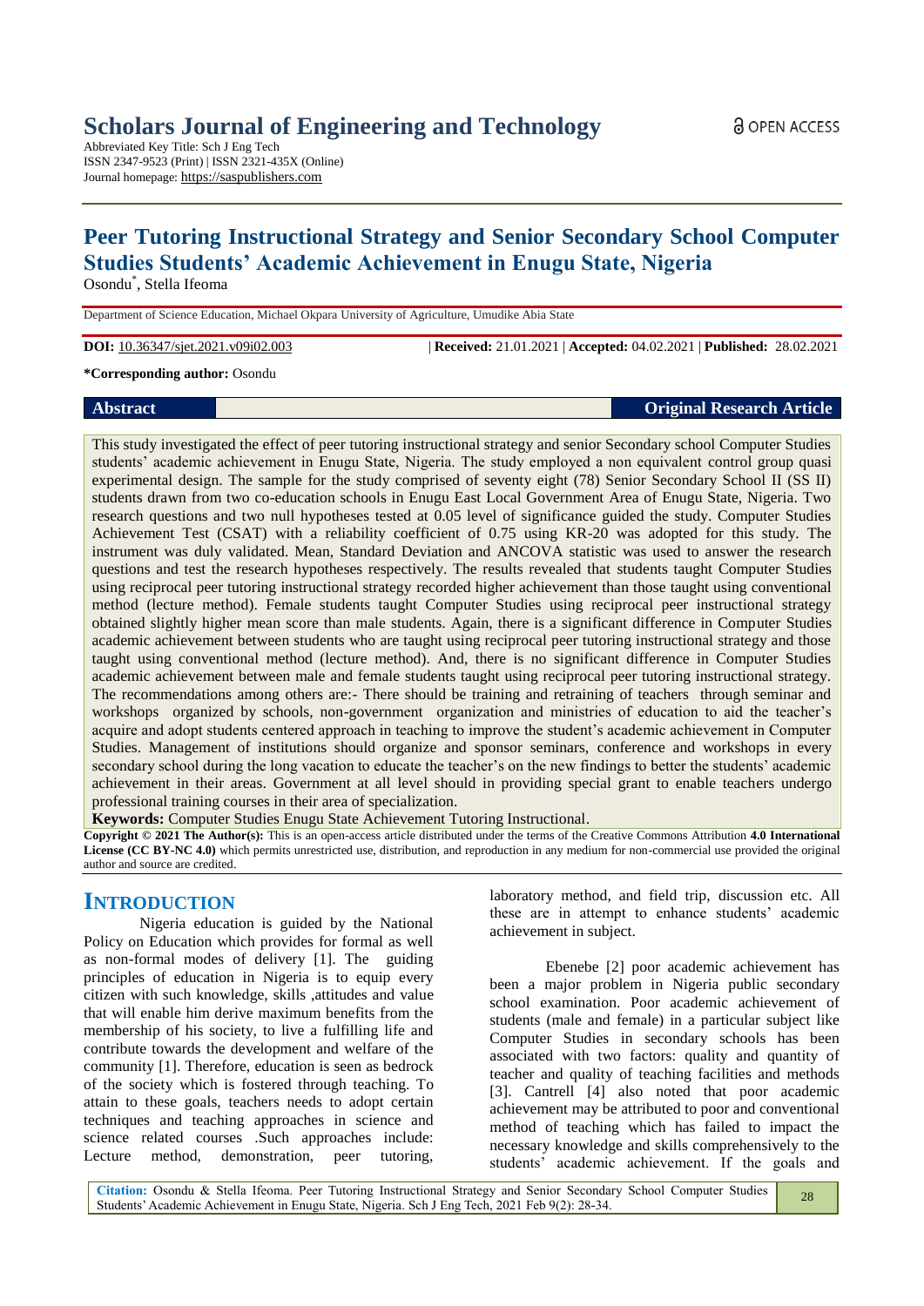# Scholars Journal of Engineering and Technology

Abbreviated Key Title: Sch J Eng Tech
ISSN 2347-9523 (Print) | ISSN 2321-435X (Online)
Journal homepage: https://saspublishers.com

OPEN ACCESS

# Peer Tutoring Instructional Strategy and Senior Secondary School Computer Studies Students' Academic Achievement in Enugu State, Nigeria

Osondu*, Stella Ifeoma

Department of Science Education, Michael Okpara University of Agriculture, Umudike Abia State

**DOI:** 10.36347/sjet.2021.v09i02.003 | **Received:** 21.01.2021 | **Accepted:** 04.02.2021 | **Published:** 28.02.2021

***Corresponding author:** Osondu

**Abstract** **Original Research Article**

This study investigated the effect of peer tutoring instructional strategy and senior Secondary school Computer Studies students' academic achievement in Enugu State, Nigeria. The study employed a non equivalent control group quasi experimental design. The sample for the study comprised of seventy eight (78) Senior Secondary School II (SS II) students drawn from two co-education schools in Enugu East Local Government Area of Enugu State, Nigeria. Two research questions and two null hypotheses tested at 0.05 level of significance guided the study. Computer Studies Achievement Test (CSAT) with a reliability coefficient of 0.75 using KR-20 was adopted for this study. The instrument was duly validated. Mean, Standard Deviation and ANCOVA statistic was used to answer the research questions and test the research hypotheses respectively. The results revealed that students taught Computer Studies using reciprocal peer tutoring instructional strategy recorded higher achievement than those taught using conventional method (lecture method). Female students taught Computer Studies using reciprocal peer instructional strategy obtained slightly higher mean score than male students. Again, there is a significant difference in Computer Studies academic achievement between students who are taught using reciprocal peer tutoring instructional strategy and those taught using conventional method (lecture method). And, there is no significant difference in Computer Studies academic achievement between male and female students taught using reciprocal peer tutoring instructional strategy. The recommendations among others are:- There should be training and retraining of teachers through seminar and workshops organized by schools, non-government organization and ministries of education to aid the teacher's acquire and adopt students centered approach in teaching to improve the student's academic achievement in Computer Studies. Management of institutions should organize and sponsor seminars, conference and workshops in every secondary school during the long vacation to educate the teacher's on the new findings to better the students' academic achievement in their areas. Government at all level should in providing special grant to enable teachers undergo professional training courses in their area of specialization.

**Keywords:** Computer Studies Enugu State Achievement Tutoring Instructional.

**Copyright © 2021 The Author(s):** This is an open-access article distributed under the terms of the Creative Commons Attribution **4.0 International License (CC BY-NC 4.0)** which permits unrestricted use, distribution, and reproduction in any medium for non-commercial use provided the original author and source are credited.

## INTRODUCTION

Nigeria education is guided by the National Policy on Education which provides for formal as well as non-formal modes of delivery [1]. The guiding principles of education in Nigeria is to equip every citizen with such knowledge, skills ,attitudes and value that will enable him derive maximum benefits from the membership of his society, to live a fulfilling life and contribute towards the development and welfare of the community [1]. Therefore, education is seen as bedrock of the society which is fostered through teaching. To attain to these goals, teachers needs to adopt certain techniques and teaching approaches in science and science related courses .Such approaches include: Lecture method, demonstration, peer tutoring, laboratory method, and field trip, discussion etc. All these are in attempt to enhance students' academic achievement in subject.

Ebenebe [2] poor academic achievement has been a major problem in Nigeria public secondary school examination. Poor academic achievement of students (male and female) in a particular subject like Computer Studies in secondary schools has been associated with two factors: quality and quantity of teacher and quality of teaching facilities and methods [3]. Cantrell [4] also noted that poor academic achievement may be attributed to poor and conventional method of teaching which has failed to impact the necessary knowledge and skills comprehensively to the students' academic achievement. If the goals and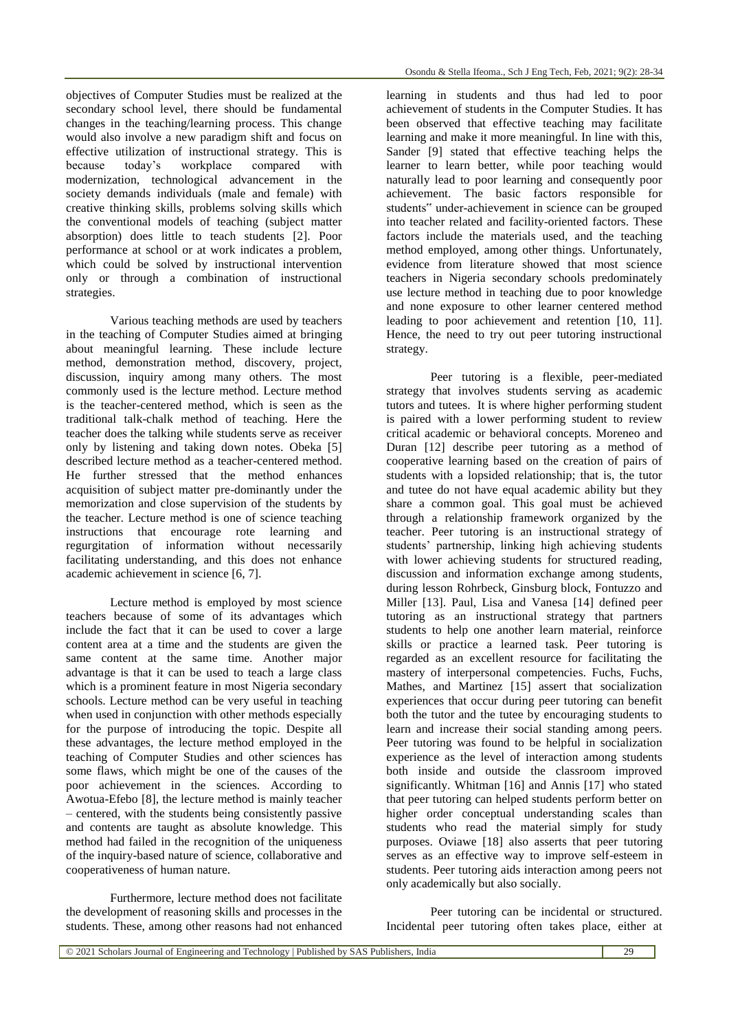objectives of Computer Studies must be realized at the secondary school level, there should be fundamental changes in the teaching/learning process. This change would also involve a new paradigm shift and focus on effective utilization of instructional strategy. This is because today's workplace compared with modernization, technological advancement in the society demands individuals (male and female) with creative thinking skills, problems solving skills which the conventional models of teaching (subject matter absorption) does little to teach students [2]. Poor performance at school or at work indicates a problem, which could be solved by instructional intervention only or through a combination of instructional strategies.

Various teaching methods are used by teachers in the teaching of Computer Studies aimed at bringing about meaningful learning. These include lecture method, demonstration method, discovery, project, discussion, inquiry among many others. The most commonly used is the lecture method. Lecture method is the teacher-centered method, which is seen as the traditional talk-chalk method of teaching. Here the teacher does the talking while students serve as receiver only by listening and taking down notes. Obeka [5] described lecture method as a teacher-centered method. He further stressed that the method enhances acquisition of subject matter pre-dominantly under the memorization and close supervision of the students by the teacher. Lecture method is one of science teaching instructions that encourage rote learning and regurgitation of information without necessarily facilitating understanding, and this does not enhance academic achievement in science [6, 7].

Lecture method is employed by most science teachers because of some of its advantages which include the fact that it can be used to cover a large content area at a time and the students are given the same content at the same time. Another major advantage is that it can be used to teach a large class which is a prominent feature in most Nigeria secondary schools. Lecture method can be very useful in teaching when used in conjunction with other methods especially for the purpose of introducing the topic. Despite all these advantages, the lecture method employed in the teaching of Computer Studies and other sciences has some flaws, which might be one of the causes of the poor achievement in the sciences. According to Awotua-Efebo [8], the lecture method is mainly teacher – centered, with the students being consistently passive and contents are taught as absolute knowledge. This method had failed in the recognition of the uniqueness of the inquiry-based nature of science, collaborative and cooperativeness of human nature.

Furthermore, lecture method does not facilitate the development of reasoning skills and processes in the students. These, among other reasons had not enhanced learning in students and thus had led to poor achievement of students in the Computer Studies. It has been observed that effective teaching may facilitate learning and make it more meaningful. In line with this, Sander [9] stated that effective teaching helps the learner to learn better, while poor teaching would naturally lead to poor learning and consequently poor achievement. The basic factors responsible for students" under-achievement in science can be grouped into teacher related and facility-oriented factors. These factors include the materials used, and the teaching method employed, among other things. Unfortunately, evidence from literature showed that most science teachers in Nigeria secondary schools predominately use lecture method in teaching due to poor knowledge and none exposure to other learner centered method leading to poor achievement and retention [10, 11]. Hence, the need to try out peer tutoring instructional strategy.

Peer tutoring is a flexible, peer-mediated strategy that involves students serving as academic tutors and tutees. It is where higher performing student is paired with a lower performing student to review critical academic or behavioral concepts. Moreneo and Duran [12] describe peer tutoring as a method of cooperative learning based on the creation of pairs of students with a lopsided relationship; that is, the tutor and tutee do not have equal academic ability but they share a common goal. This goal must be achieved through a relationship framework organized by the teacher. Peer tutoring is an instructional strategy of students' partnership, linking high achieving students with lower achieving students for structured reading, discussion and information exchange among students, during lesson Rohrbeck, Ginsburg block, Fontuzzo and Miller [13]. Paul, Lisa and Vanesa [14] defined peer tutoring as an instructional strategy that partners students to help one another learn material, reinforce skills or practice a learned task. Peer tutoring is regarded as an excellent resource for facilitating the mastery of interpersonal competencies. Fuchs, Fuchs, Mathes, and Martinez [15] assert that socialization experiences that occur during peer tutoring can benefit both the tutor and the tutee by encouraging students to learn and increase their social standing among peers. Peer tutoring was found to be helpful in socialization experience as the level of interaction among students both inside and outside the classroom improved significantly. Whitman [16] and Annis [17] who stated that peer tutoring can helped students perform better on higher order conceptual understanding scales than students who read the material simply for study purposes. Oviawe [18] also asserts that peer tutoring serves as an effective way to improve self-esteem in students. Peer tutoring aids interaction among peers not only academically but also socially.

Peer tutoring can be incidental or structured. Incidental peer tutoring often takes place, either at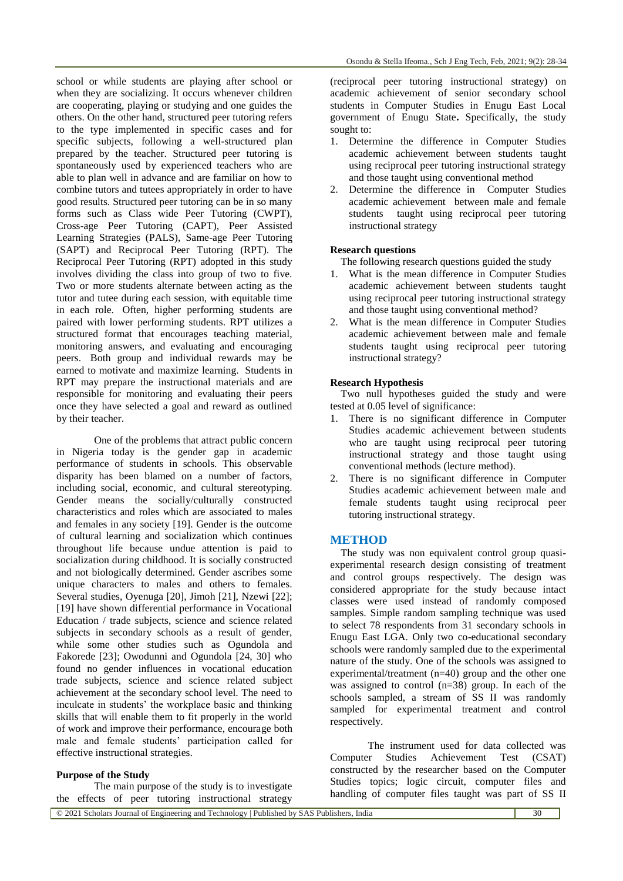school or while students are playing after school or when they are socializing. It occurs whenever children are cooperating, playing or studying and one guides the others. On the other hand, structured peer tutoring refers to the type implemented in specific cases and for specific subjects, following a well-structured plan prepared by the teacher. Structured peer tutoring is spontaneously used by experienced teachers who are able to plan well in advance and are familiar on how to combine tutors and tutees appropriately in order to have good results. Structured peer tutoring can be in so many forms such as Class wide Peer Tutoring (CWPT), Cross-age Peer Tutoring (CAPT), Peer Assisted Learning Strategies (PALS), Same-age Peer Tutoring (SAPT) and Reciprocal Peer Tutoring (RPT). The Reciprocal Peer Tutoring (RPT) adopted in this study involves dividing the class into group of two to five. Two or more students alternate between acting as the tutor and tutee during each session, with equitable time in each role. Often, higher performing students are paired with lower performing students. RPT utilizes a structured format that encourages teaching material, monitoring answers, and evaluating and encouraging peers. Both group and individual rewards may be earned to motivate and maximize learning. Students in RPT may prepare the instructional materials and are responsible for monitoring and evaluating their peers once they have selected a goal and reward as outlined by their teacher.

One of the problems that attract public concern in Nigeria today is the gender gap in academic performance of students in schools. This observable disparity has been blamed on a number of factors, including social, economic, and cultural stereotyping. Gender means the socially/culturally constructed characteristics and roles which are associated to males and females in any society [19]. Gender is the outcome of cultural learning and socialization which continues throughout life because undue attention is paid to socialization during childhood. It is socially constructed and not biologically determined. Gender ascribes some unique characters to males and others to females. Several studies, Oyenuga [20], Jimoh [21], Nzewi [22]; [19] have shown differential performance in Vocational Education / trade subjects, science and science related subjects in secondary schools as a result of gender, while some other studies such as Ogundola and Fakorede [23]; Owodunni and Ogundola [24, 30] who found no gender influences in vocational education trade subjects, science and science related subject achievement at the secondary school level. The need to inculcate in students' the workplace basic and thinking skills that will enable them to fit properly in the world of work and improve their performance, encourage both male and female students' participation called for effective instructional strategies.

**Purpose of the Study**

The main purpose of the study is to investigate the effects of peer tutoring instructional strategy (reciprocal peer tutoring instructional strategy) on academic achievement of senior secondary school students in Computer Studies in Enugu East Local government of Enugu State. Specifically, the study sought to:

1. Determine the difference in Computer Studies academic achievement between students taught using reciprocal peer tutoring instructional strategy and those taught using conventional method
2. Determine the difference in Computer Studies academic achievement between male and female students taught using reciprocal peer tutoring instructional strategy

**Research questions**

The following research questions guided the study

1. What is the mean difference in Computer Studies academic achievement between students taught using reciprocal peer tutoring instructional strategy and those taught using conventional method?
2. What is the mean difference in Computer Studies academic achievement between male and female students taught using reciprocal peer tutoring instructional strategy?

**Research Hypothesis**

Two null hypotheses guided the study and were tested at 0.05 level of significance:

1. There is no significant difference in Computer Studies achievement between students who are taught using reciprocal peer tutoring instructional strategy and those taught using conventional methods (lecture method).
2. There is no significant difference in Computer Studies academic achievement between male and female students taught using reciprocal peer tutoring instructional strategy.

## METHOD

The study was non equivalent control group quasi-experimental research design consisting of treatment and control groups respectively. The design was considered appropriate for the study because intact classes were used instead of randomly composed samples. Simple random sampling technique was used to select 78 respondents from 31 secondary schools in Enugu East LGA. Only two co-educational secondary schools were randomly sampled due to the experimental nature of the study. One of the schools was assigned to experimental/treatment (n=40) group and the other one was assigned to control (n=38) group. In each of the schools sampled, a stream of SS II was randomly sampled for experimental treatment and control respectively.

The instrument used for data collected was Computer Studies Achievement Test (CSAT) constructed by the researcher based on the Computer Studies topics; logic circuit, computer files and handling of computer files taught was part of SS II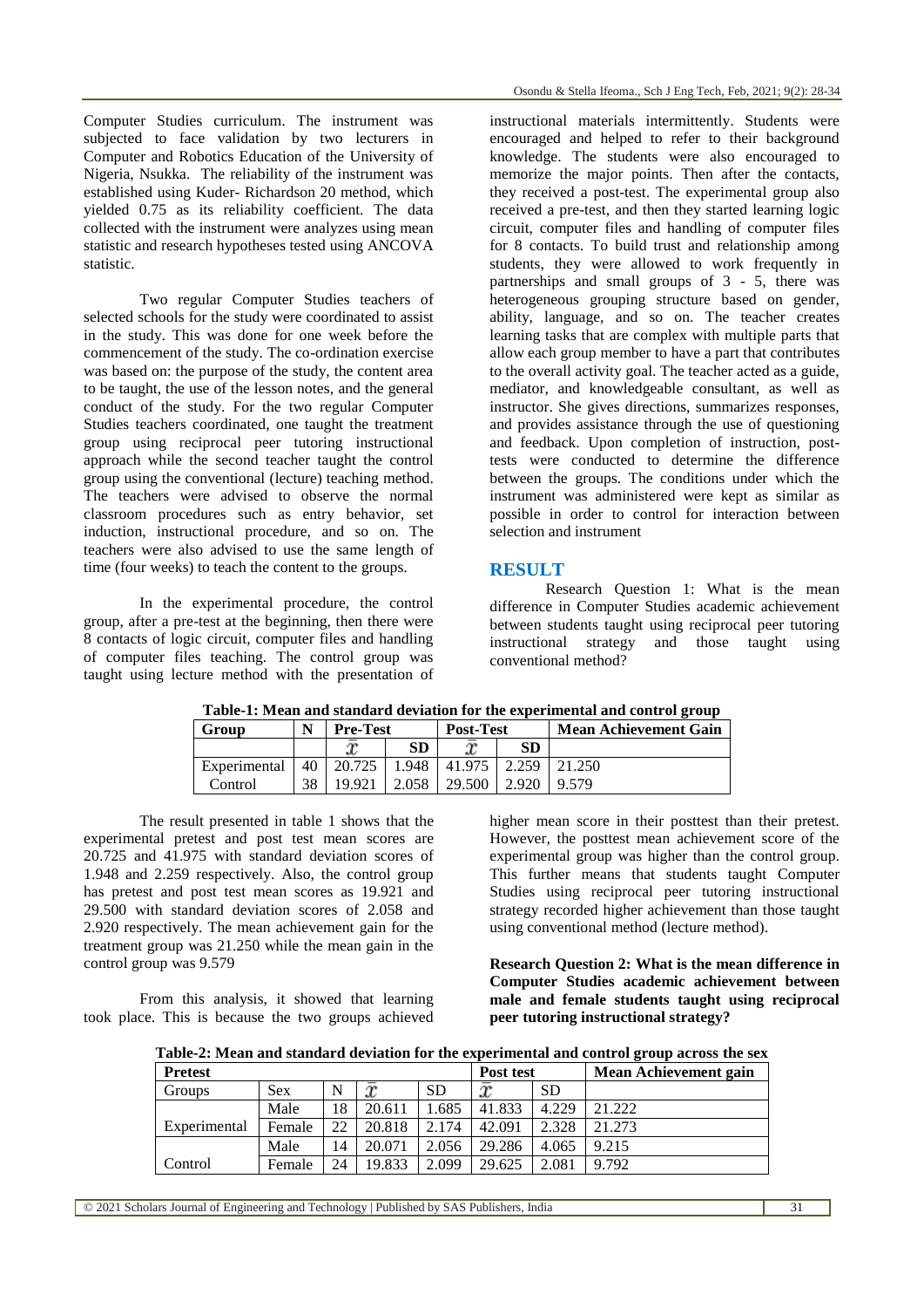Computer Studies curriculum. The instrument was subjected to face validation by two lecturers in Computer and Robotics Education of the University of Nigeria, Nsukka. The reliability of the instrument was established using Kuder- Richardson 20 method, which yielded 0.75 as its reliability coefficient. The data collected with the instrument were analyzes using mean statistic and research hypotheses tested using ANCOVA statistic.

Two regular Computer Studies teachers of selected schools for the study were coordinated to assist in the study. This was done for one week before the commencement of the study. The co-ordination exercise was based on: the purpose of the study, the content area to be taught, the use of the lesson notes, and the general conduct of the study. For the two regular Computer Studies teachers coordinated, one taught the treatment group using reciprocal peer tutoring instructional approach while the second teacher taught the control group using the conventional (lecture) teaching method. The teachers were advised to observe the normal classroom procedures such as entry behavior, set induction, instructional procedure, and so on. The teachers were also advised to use the same length of time (four weeks) to teach the content to the groups.

In the experimental procedure, the control group, after a pre-test at the beginning, then there were 8 contacts of logic circuit, computer files and handling of computer files teaching. The control group was taught using lecture method with the presentation of instructional materials intermittently. Students were encouraged and helped to refer to their background knowledge. The students were also encouraged to memorize the major points. Then after the contacts, they received a post-test. The experimental group also received a pre-test, and then they started learning logic circuit, computer files and handling of computer files for 8 contacts. To build trust and relationship among students, they were allowed to work frequently in partnerships and small groups of 3 - 5, there was heterogeneous grouping structure based on gender, ability, language, and so on. The teacher creates learning tasks that are complex with multiple parts that allow each group member to have a part that contributes to the overall activity goal. The teacher acted as a guide, mediator, and knowledgeable consultant, as well as instructor. She gives directions, summarizes responses, and provides assistance through the use of questioning and feedback. Upon completion of instruction, post-tests were conducted to determine the difference between the groups. The conditions under which the instrument was administered were kept as similar as possible in order to control for interaction between selection and instrument

## RESULT

Research Question 1: What is the mean difference in Computer Studies academic achievement between students taught using reciprocal peer tutoring instructional strategy and those taught using conventional method?

**Table-1: Mean and standard deviation for the experimental and control group**

| Group | N | Pre-Test | | Post-Test | | Mean Achievement Gain |
|---|---|---|---|---|---|---|
| | | $\bar{x}$ | SD | $\bar{x}$ | SD | |
| Experimental | 40 | 20.725 | 1.948 | 41.975 | 2.259 | 21.250 |
| Control | 38 | 19.921 | 2.058 | 29.500 | 2.920 | 9.579 |

The result presented in table 1 shows that the experimental pretest and post test mean scores are 20.725 and 41.975 with standard deviation scores of 1.948 and 2.259 respectively. Also, the control group has pretest and post test mean scores as 19.921 and 29.500 with standard deviation scores of 2.058 and 2.920 respectively. The mean achievement gain for the treatment group was 21.250 while the mean gain in the control group was 9.579

From this analysis, it showed that learning took place. This is because the two groups achieved higher mean score in their posttest than their pretest. However, the posttest mean achievement score of the experimental group was higher than the control group. This further means that students taught Computer Studies using reciprocal peer tutoring instructional strategy recorded higher achievement than those taught using conventional method (lecture method).

**Research Question 2: What is the mean difference in Computer Studies academic achievement between male and female students taught using reciprocal peer tutoring instructional strategy?**

**Table-2: Mean and standard deviation for the experimental and control group across the sex**

| Pretest | | | | | Post test | | Mean Achievement gain |
|---|---|---|---|---|---|---|---|
| Groups | Sex | N | $\bar{x}$ | SD | $\bar{x}$ | SD | |
| Experimental | Male | 18 | 20.611 | 1.685 | 41.833 | 4.229 | 21.222 |
| | Female | 22 | 20.818 | 2.174 | 42.091 | 2.328 | 21.273 |
| Control | Male | 14 | 20.071 | 2.056 | 29.286 | 4.065 | 9.215 |
| | Female | 24 | 19.833 | 2.099 | 29.625 | 2.081 | 9.792 |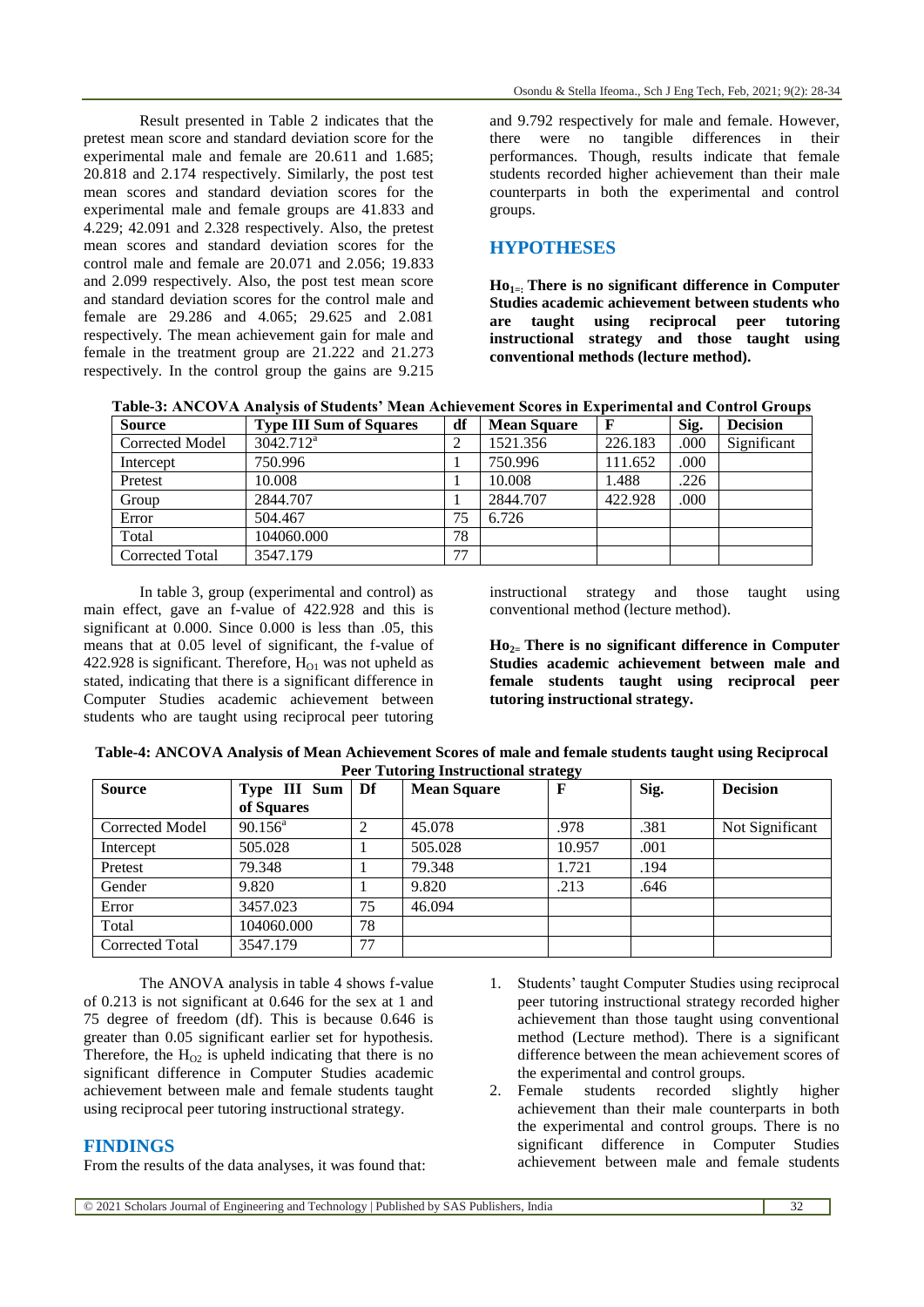Result presented in Table 2 indicates that the pretest mean score and standard deviation score for the experimental male and female are 20.611 and 1.685; 20.818 and 2.174 respectively. Similarly, the post test mean scores and standard deviation scores for the experimental male and female groups are 41.833 and 4.229; 42.091 and 2.328 respectively. Also, the pretest mean scores and standard deviation scores for the control male and female are 20.071 and 2.056; 19.833 and 2.099 respectively. Also, the post test mean score and standard deviation scores for the control male and female are 29.286 and 4.065; 29.625 and 2.081 respectively. The mean achievement gain for male and female in the treatment group are 21.222 and 21.273 respectively. In the control group the gains are 9.215 and 9.792 respectively for male and female. However, there were no tangible differences in their performances. Though, results indicate that female students recorded higher achievement than their male counterparts in both the experimental and control groups.

## HYPOTHESES

**$Ho_{1=}$: There is no significant difference in Computer Studies academic achievement between students who are taught using reciprocal peer tutoring instructional strategy and those taught using conventional methods (lecture method).**

**Table-3: ANCOVA Analysis of Students' Mean Achievement Scores in Experimental and Control Groups**

| Source | Type III Sum of Squares | df | Mean Square | F | Sig. | Decision |
|---|---|---|---|---|---|---|
| Corrected Model | 3042.712[a] | 2 | 1521.356 | 226.183 | .000 | Significant |
| Intercept | 750.996 | 1 | 750.996 | 111.652 | .000 | |
| Pretest | 10.008 | 1 | 10.008 | 1.488 | .226 | |
| Group | 2844.707 | 1 | 2844.707 | 422.928 | .000 | |
| Error | 504.467 | 75 | 6.726 | | | |
| Total | 104060.000 | 78 | | | | |
| Corrected Total | 3547.179 | 77 | | | | |

In table 3, group (experimental and control) as main effect, gave an f-value of 422.928 and this is significant at 0.000. Since 0.000 is less than .05, this means that at 0.05 level of significant, the f-value of 422.928 is significant. Therefore, $H_{O1}$ was not upheld as stated, indicating that there is a significant difference in Computer Studies academic achievement between students who are taught using reciprocal peer tutoring instructional strategy and those taught using conventional method (lecture method).

**$Ho_{2=}$ There is no significant difference in Computer Studies academic achievement between male and female students taught using reciprocal peer tutoring instructional strategy.**

**Table-4: ANCOVA Analysis of Mean Achievement Scores of male and female students taught using Reciprocal Peer Tutoring Instructional strategy**

| Source | Type III Sum of Squares | Df | Mean Square | F | Sig. | Decision |
|---|---|---|---|---|---|---|
| Corrected Model | 90.156[a] | 2 | 45.078 | .978 | .381 | Not Significant |
| Intercept | 505.028 | 1 | 505.028 | 10.957 | .001 | |
| Pretest | 79.348 | 1 | 79.348 | 1.721 | .194 | |
| Gender | 9.820 | 1 | 9.820 | .213 | .646 | |
| Error | 3457.023 | 75 | 46.094 | | | |
| Total | 104060.000 | 78 | | | | |
| Corrected Total | 3547.179 | 77 | | | | |

The ANOVA analysis in table 4 shows f-value of 0.213 is not significant at 0.646 for the sex at 1 and 75 degree of freedom (df). This is because 0.646 is greater than 0.05 significant earlier set for hypothesis. Therefore, the $H_{O2}$ is upheld indicating that there is no significant difference in Computer Studies academic achievement between male and female students taught using reciprocal peer tutoring instructional strategy.

## FINDINGS

From the results of the data analyses, it was found that:

1. Students' taught Computer Studies using reciprocal peer tutoring instructional strategy recorded higher achievement than those taught using conventional method (Lecture method). There is a significant difference between the mean achievement scores of the experimental and control groups.
2. Female students recorded slightly higher achievement than their male counterparts in both the experimental and control groups. There is no significant difference in Computer Studies achievement between male and female students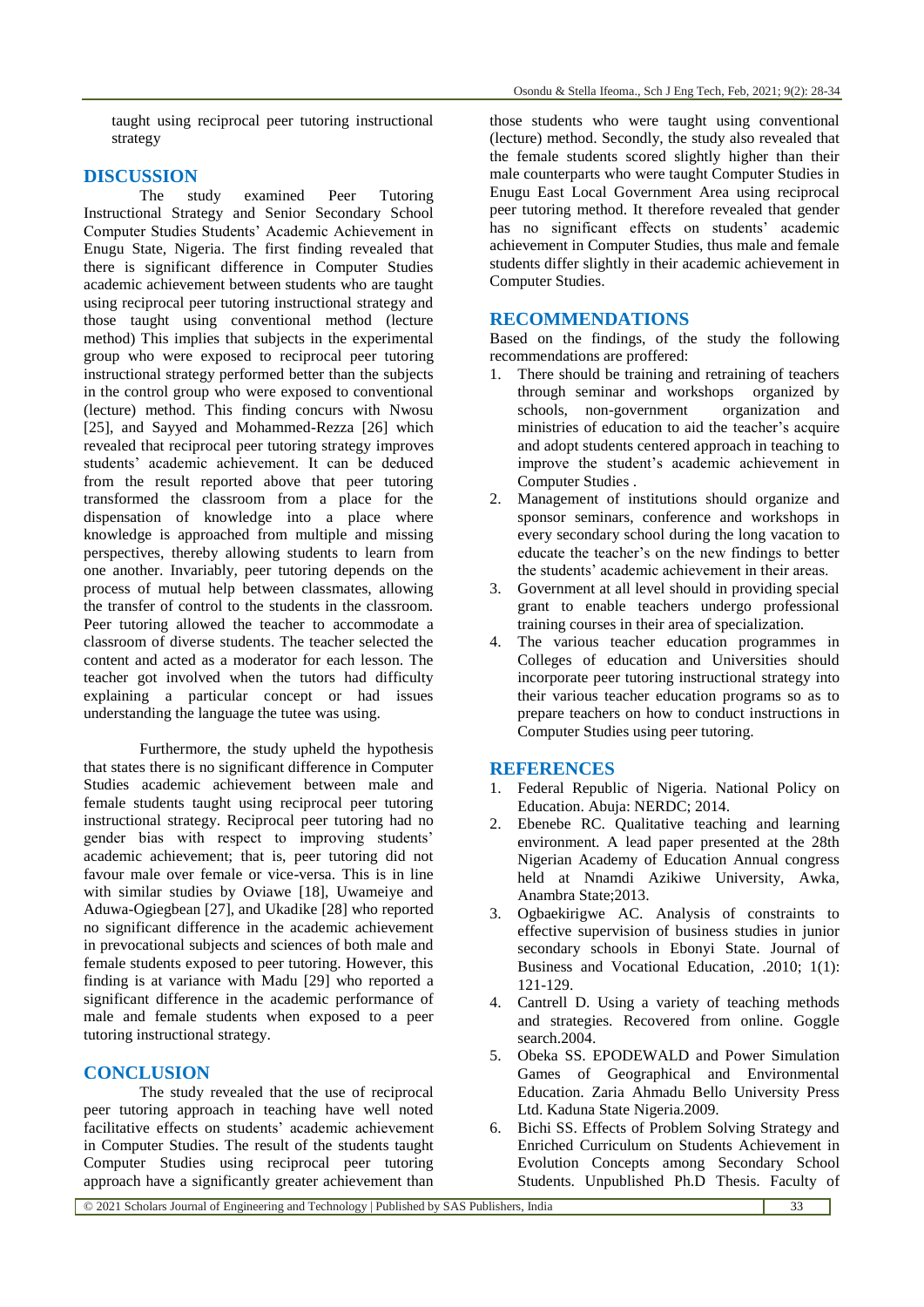taught using reciprocal peer tutoring instructional strategy

## DISCUSSION

The study examined Peer Tutoring Instructional Strategy and Senior Secondary School Computer Studies Students' Academic Achievement in Enugu State, Nigeria. The first finding revealed that there is significant difference in Computer Studies academic achievement between students who are taught using reciprocal peer tutoring instructional strategy and those taught using conventional method (lecture method) This implies that subjects in the experimental group who were exposed to reciprocal peer tutoring instructional strategy performed better than the subjects in the control group who were exposed to conventional (lecture) method. This finding concurs with Nwosu [25], and Sayyed and Mohammed-Rezza [26] which revealed that reciprocal peer tutoring strategy improves students' academic achievement. It can be deduced from the result reported above that peer tutoring transformed the classroom from a place for the dispensation of knowledge into a place where knowledge is approached from multiple and missing perspectives, thereby allowing students to learn from one another. Invariably, peer tutoring depends on the process of mutual help between classmates, allowing the transfer of control to the students in the classroom. Peer tutoring allowed the teacher to accommodate a classroom of diverse students. The teacher selected the content and acted as a moderator for each lesson. The teacher got involved when the tutors had difficulty explaining a particular concept or had issues understanding the language the tutee was using.

Furthermore, the study upheld the hypothesis that states there is no significant difference in Computer Studies academic achievement between male and female students taught using reciprocal peer tutoring instructional strategy. Reciprocal peer tutoring had no gender bias with respect to improving students' academic achievement; that is, peer tutoring did not favour male over female or vice-versa. This is in line with similar studies by Oviawe [18], Uwameiye and Aduwa-Ogiegbean [27], and Ukadike [28] who reported no significant difference in the academic achievement in prevocational subjects and sciences of both male and female students exposed to peer tutoring. However, this finding is at variance with Madu [29] who reported a significant difference in the academic performance of male and female students when exposed to a peer tutoring instructional strategy.

## CONCLUSION

The study revealed that the use of reciprocal peer tutoring approach in teaching have well noted facilitative effects on students' academic achievement in Computer Studies. The result of the students taught Computer Studies using reciprocal peer tutoring approach have a significantly greater achievement than those students who were taught using conventional (lecture) method. Secondly, the study also revealed that the female students scored slightly higher than their male counterparts who were taught Computer Studies in Enugu East Local Government Area using reciprocal peer tutoring method. It therefore revealed that gender has no significant effects on students' academic achievement in Computer Studies, thus male and female students differ slightly in their academic achievement in Computer Studies.

## RECOMMENDATIONS

Based on the findings, of the study the following recommendations are proffered:

1. There should be training and retraining of teachers through seminar and workshops organized by schools, non-government organization and ministries of education to aid the teacher's acquire and adopt students centered approach in teaching to improve the student's academic achievement in Computer Studies .
2. Management of institutions should organize and sponsor seminars, conference and workshops in every secondary school during the long vacation to educate the teacher's on the new findings to better the students' academic achievement in their areas.
3. Government at all level should in providing special grant to enable teachers undergo professional training courses in their area of specialization.
4. The various teacher education programmes in Colleges of education and Universities should incorporate peer tutoring instructional strategy into their various teacher education programs so as to prepare teachers on how to conduct instructions in Computer Studies using peer tutoring.

## REFERENCES

1. Federal Republic of Nigeria. National Policy on Education. Abuja: NERDC; 2014.
2. Ebenebe RC. Qualitative teaching and learning environment. A lead paper presented at the 28th Nigerian Academy of Education Annual congress held at Nnamdi Azikiwe University, Awka, Anambra State;2013.
3. Ogbaekirigwe AC. Analysis of constraints to effective supervision of business studies in junior secondary schools in Ebonyi State. Journal of Business and Vocational Education, .2010; 1(1): 121-129.
4. Cantrell D. Using a variety of teaching methods and strategies. Recovered from online. Goggle search.2004.
5. Obeka SS. EPODEWALD and Power Simulation Games of Geographical and Environmental Education. Zaria Ahmadu Bello University Press Ltd. Kaduna State Nigeria.2009.
6. Bichi SS. Effects of Problem Solving Strategy and Enriched Curriculum on Students Achievement in Evolution Concepts among Secondary School Students. Unpublished Ph.D Thesis. Faculty of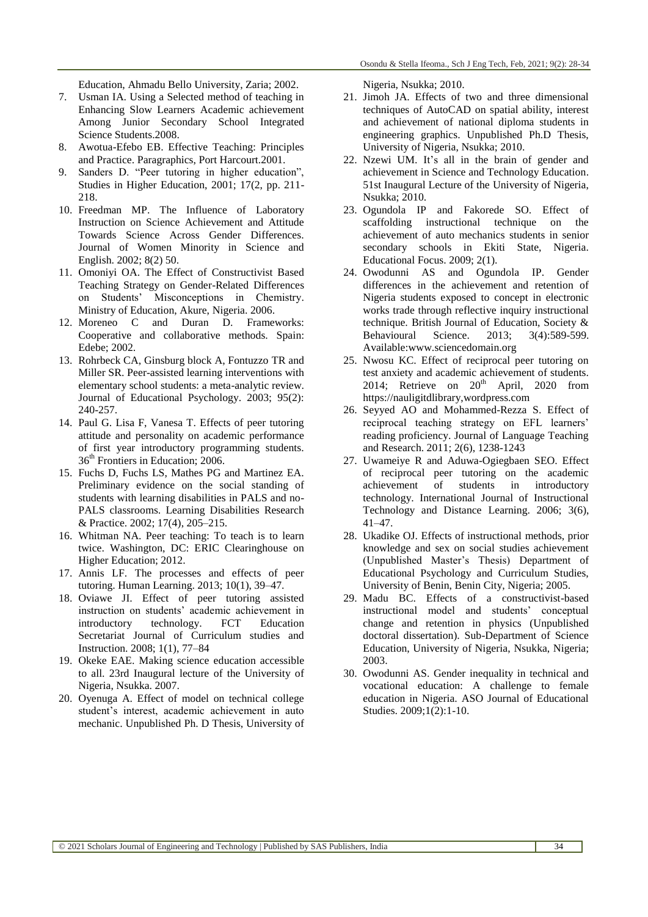Education, Ahmadu Bello University, Zaria; 2002.

7. Usman IA. Using a Selected method of teaching in Enhancing Slow Learners Academic achievement Among Junior Secondary School Integrated Science Students.2008.
8. Awotua-Efebo EB. Effective Teaching: Principles and Practice. Paragraphics, Port Harcourt.2001.
9. Sanders D. "Peer tutoring in higher education", Studies in Higher Education, 2001; 17(2, pp. 211-218.
10. Freedman MP. The Influence of Laboratory Instruction on Science Achievement and Attitude Towards Science Across Gender Differences. Journal of Women Minority in Science and English. 2002; 8(2) 50.
11. Omoniyi OA. The Effect of Constructivist Based Teaching Strategy on Gender-Related Differences on Students' Misconceptions in Chemistry. Ministry of Education, Akure, Nigeria. 2006.
12. Moreneo C and Duran D. Frameworks: Cooperative and collaborative methods. Spain: Edebe; 2002.
13. Rohrbeck CA, Ginsburg block A, Fontuzzo TR and Miller SR. Peer-assisted learning interventions with elementary school students: a meta-analytic review. Journal of Educational Psychology. 2003; 95(2): 240-257.
14. Paul G. Lisa F, Vanesa T. Effects of peer tutoring attitude and personality on academic performance of first year introductory programming students. 36th Frontiers in Education; 2006.
15. Fuchs D, Fuchs LS, Mathes PG and Martinez EA. Preliminary evidence on the social standing of students with learning disabilities in PALS and no-PALS classrooms. Learning Disabilities Research & Practice. 2002; 17(4), 205–215.
16. Whitman NA. Peer teaching: To teach is to learn twice. Washington, DC: ERIC Clearinghouse on Higher Education; 2012.
17. Annis LF. The processes and effects of peer tutoring. Human Learning. 2013; 10(1), 39–47.
18. Oviawe JI. Effect of peer tutoring assisted instruction on students' academic achievement in introductory technology. FCT Education Secretariat Journal of Curriculum studies and Instruction. 2008; 1(1), 77–84
19. Okeke EAE. Making science education accessible to all. 23rd Inaugural lecture of the University of Nigeria, Nsukka. 2007.
20. Oyenuga A. Effect of model on technical college student's interest, academic achievement in auto mechanic. Unpublished Ph. D Thesis, University of Nigeria, Nsukka; 2010.
21. Jimoh JA. Effects of two and three dimensional techniques of AutoCAD on spatial ability, interest and achievement of national diploma students in engineering graphics. Unpublished Ph.D Thesis, University of Nigeria, Nsukka; 2010.
22. Nzewi UM. It's all in the brain of gender and achievement in Science and Technology Education. 51st Inaugural Lecture of the University of Nigeria, Nsukka; 2010.
23. Ogundola IP and Fakorede SO. Effect of scaffolding instructional technique on the achievement of auto mechanics students in senior secondary schools in Ekiti State, Nigeria. Educational Focus. 2009; 2(1).
24. Owodunni AS and Ogundola IP. Gender differences in the achievement and retention of Nigeria students exposed to concept in electronic works trade through reflective inquiry instructional technique. British Journal of Education, Society & Behavioural Science. 2013; 3(4):589-599. Available:www.sciencedomain.org
25. Nwosu KC. Effect of reciprocal peer tutoring on test anxiety and academic achievement of students. 2014; Retrieve on 20th April, 2020 from https://nauligitdlibrary,wordpress.com
26. Seyyed AO and Mohammed-Rezza S. Effect of reciprocal teaching strategy on EFL learners' reading proficiency. Journal of Language Teaching and Research. 2011; 2(6), 1238-1243
27. Uwameiye R and Aduwa-Ogiegbaen SEO. Effect of reciprocal peer tutoring on the academic achievement of students in introductory technology. International Journal of Instructional Technology and Distance Learning. 2006; 3(6), 41–47.
28. Ukadike OJ. Effects of instructional methods, prior knowledge and sex on social studies achievement (Unpublished Master's Thesis) Department of Educational Psychology and Curriculum Studies, University of Benin, Benin City, Nigeria; 2005.
29. Madu BC. Effects of a constructivist-based instructional model and students' conceptual change and retention in physics (Unpublished doctoral dissertation). Sub-Department of Science Education, University of Nigeria, Nsukka, Nigeria; 2003.
30. Owodunni AS. Gender inequality in technical and vocational education: A challenge to female education in Nigeria. ASO Journal of Educational Studies. 2009;1(2):1-10.